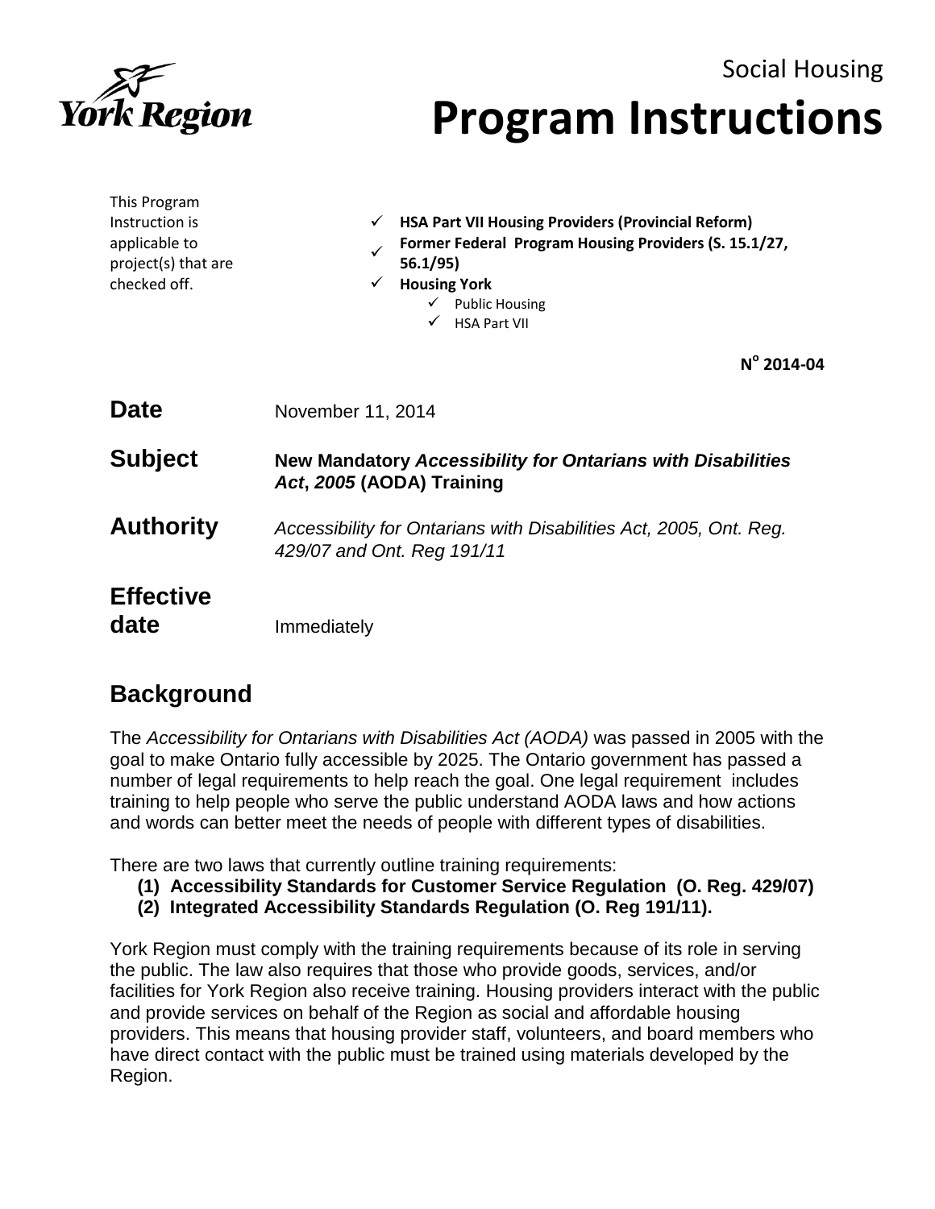York Region

Social Housing

# Program Instructions

This Program Instruction is applicable to project(s) that are checked off.

- ✓ **HSA Part VII Housing Providers (Provincial Reform)**
- ✓ **Former Federal Program Housing Providers (S. 15.1/27, 56.1/95)**
- ✓ **Housing York**
  - ✓ Public Housing
  - ✓ HSA Part VII

**N° 2014-04**

**Date** November 11, 2014

**Subject** **New Mandatory *Accessibility for Ontarians with Disabilities Act*, *2005* (AODA) Training**

**Authority** *Accessibility for Ontarians with Disabilities Act, 2005, Ont. Reg. 429/07 and Ont. Reg 191/11*

**Effective date** Immediately

## Background

The *Accessibility for Ontarians with Disabilities Act (AODA)* was passed in 2005 with the goal to make Ontario fully accessible by 2025. The Ontario government has passed a number of legal requirements to help reach the goal. One legal requirement includes training to help people who serve the public understand AODA laws and how actions and words can better meet the needs of people with different types of disabilities.

There are two laws that currently outline training requirements:

1. **Accessibility Standards for Customer Service Regulation (O. Reg. 429/07)**
2. **Integrated Accessibility Standards Regulation (O. Reg 191/11).**

York Region must comply with the training requirements because of its role in serving the public. The law also requires that those who provide goods, services, and/or facilities for York Region also receive training. Housing providers interact with the public and provide services on behalf of the Region as social and affordable housing providers. This means that housing provider staff, volunteers, and board members who have direct contact with the public must be trained using materials developed by the Region.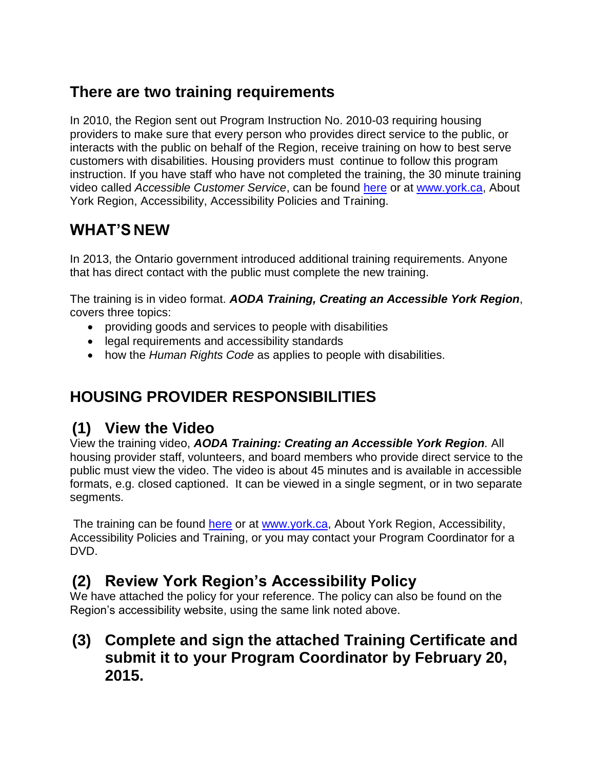## There are two training requirements

In 2010, the Region sent out Program Instruction No. 2010-03 requiring housing providers to make sure that every person who provides direct service to the public, or interacts with the public on behalf of the Region, receive training on how to best serve customers with disabilities. Housing providers must continue to follow this program instruction. If you have staff who have not completed the training, the 30 minute training video called *Accessible Customer Service*, can be found here or at www.york.ca, About York Region, Accessibility, Accessibility Policies and Training.

## WHAT'S NEW

In 2013, the Ontario government introduced additional training requirements. Anyone that has direct contact with the public must complete the new training.

The training is in video format. ***AODA Training, Creating an Accessible York Region***, covers three topics:

- providing goods and services to people with disabilities
- legal requirements and accessibility standards
- how the *Human Rights Code* as applies to people with disabilities.

## HOUSING PROVIDER RESPONSIBILITIES

### (1) View the Video

View the training video, ***AODA Training: Creating an Accessible York Region****.* All housing provider staff, volunteers, and board members who provide direct service to the public must view the video. The video is about 45 minutes and is available in accessible formats, e.g. closed captioned. It can be viewed in a single segment, or in two separate segments.

The training can be found here or at www.york.ca, About York Region, Accessibility, Accessibility Policies and Training, or you may contact your Program Coordinator for a DVD.

### (2) Review York Region's Accessibility Policy

We have attached the policy for your reference. The policy can also be found on the Region's accessibility website, using the same link noted above.

### (3) Complete and sign the attached Training Certificate and submit it to your Program Coordinator by February 20, 2015.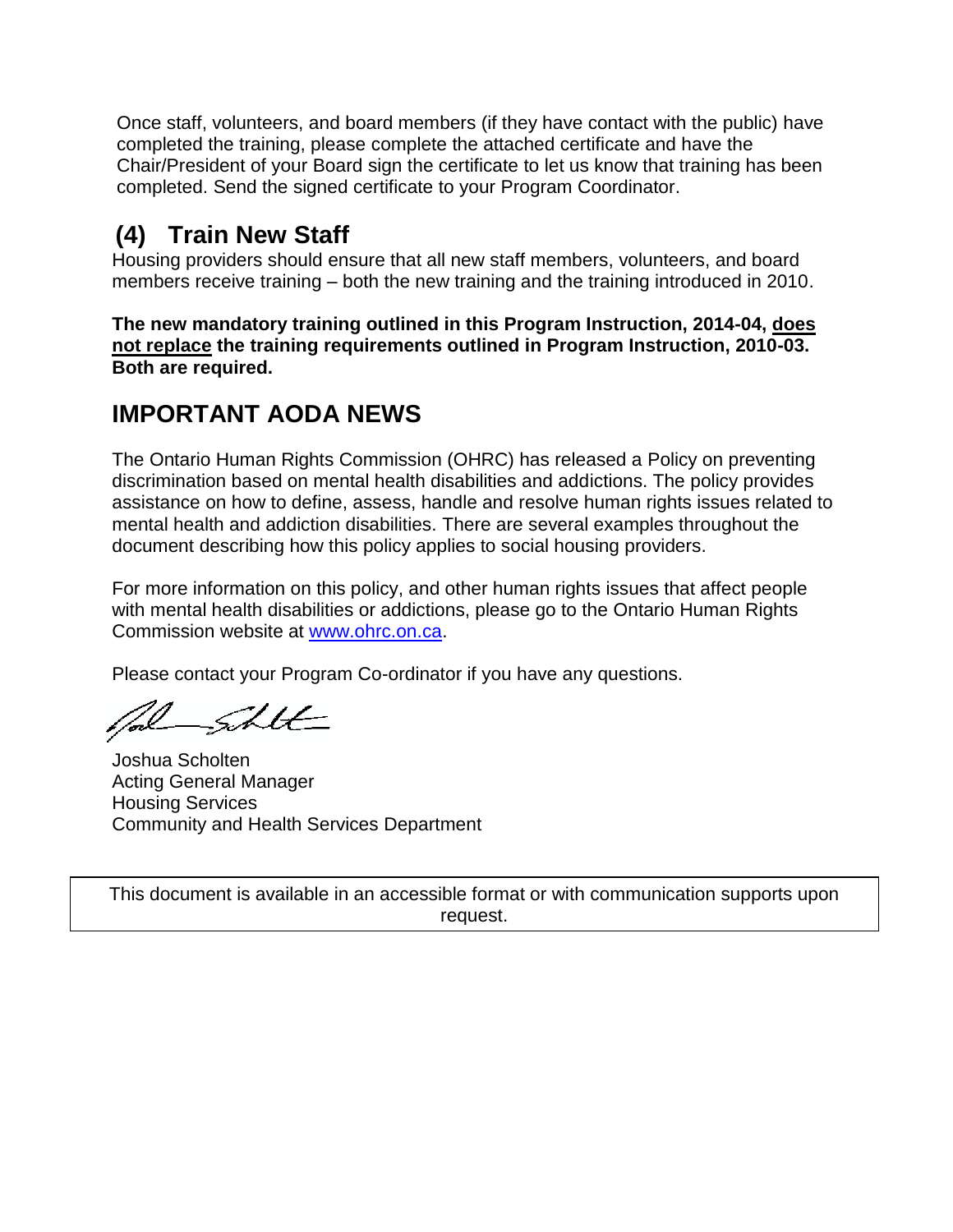Once staff, volunteers, and board members (if they have contact with the public) have completed the training, please complete the attached certificate and have the Chair/President of your Board sign the certificate to let us know that training has been completed. Send the signed certificate to your Program Coordinator.

## (4) Train New Staff

Housing providers should ensure that all new staff members, volunteers, and board members receive training – both the new training and the training introduced in 2010.

**The new mandatory training outlined in this Program Instruction, 2014-04, does not replace the training requirements outlined in Program Instruction, 2010-03. Both are required.**

## IMPORTANT AODA NEWS

The Ontario Human Rights Commission (OHRC) has released a Policy on preventing discrimination based on mental health disabilities and addictions. The policy provides assistance on how to define, assess, handle and resolve human rights issues related to mental health and addiction disabilities. There are several examples throughout the document describing how this policy applies to social housing providers.

For more information on this policy, and other human rights issues that affect people with mental health disabilities or addictions, please go to the Ontario Human Rights Commission website at www.ohrc.on.ca.

Please contact your Program Co-ordinator if you have any questions.

Joshua Scholten
Acting General Manager
Housing Services
Community and Health Services Department

This document is available in an accessible format or with communication supports upon request.